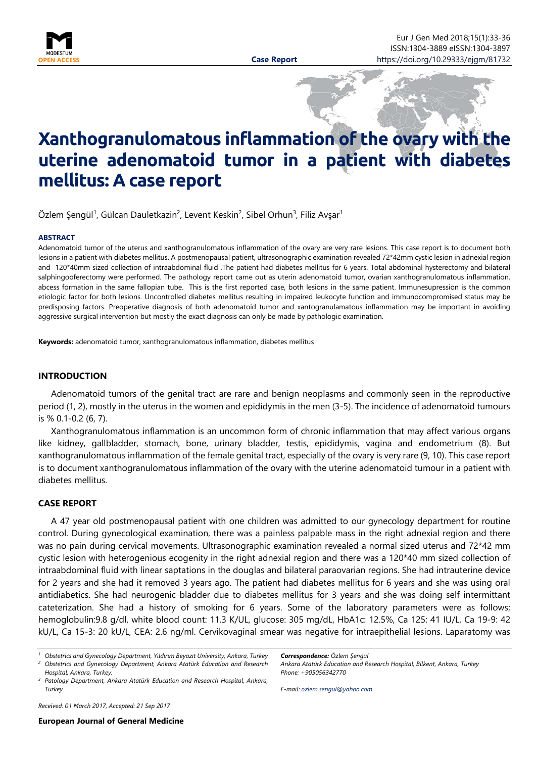Case Report

# Xanthogranulomatous inflammation of the ovary with the uterine adenomatoid tumor in a patient with diabetes mellitus: A case report

Özlem Şengül[1], Gülcan Dauletkazin[2], Levent Keskin[2], Sibel Orhun[3], Filiz Avşar[1]

### ABSTRACT

Adenomatoid tumor of the uterus and xanthogranulomatous inflammation of the ovary are very rare lesions. This case report is to document both lesions in a patient with diabetes mellitus. A postmenopausal patient, ultrasonographic examination revealed 72*42mm cystic lesion in adnexial region and 120*40mm sized collection of intraabdominal fluid .The patient had diabetes mellitus for 6 years. Total abdominal hysterectomy and bilateral salphingooferectomy were performed. The pathology report came out as uterin adenomatoid tumor, ovarian xanthogranulomatous inflammation, abcess formation in the same fallopian tube. This is the first reported case, both lesions in the same patient. Immunesupression is the common etiologic factor for both lesions. Uncontrolled diabetes mellitus resulting in impaired leukocyte function and immunocompromised status may be predisposing factors. Preoperative diagnosis of both adenomatoid tumor and xantogranulamatous inflammation may be important in avoiding aggressive surgical intervention but mostly the exact diagnosis can only be made by pathologic examination.

**Keywords:** adenomatoid tumor, xanthogranulomatous inflammation, diabetes mellitus

## INTRODUCTION

Adenomatoid tumors of the genital tract are rare and benign neoplasms and commonly seen in the reproductive period (1, 2), mostly in the uterus in the women and epididymis in the men (3-5). The incidence of adenomatoid tumours is % 0.1-0.2 (6, 7).

Xanthogranulomatous inflammation is an uncommon form of chronic inflammation that may affect various organs like kidney, gallbladder, stomach, bone, urinary bladder, testis, epididymis, vagina and endometrium (8). But xanthogranulomatous inflammation of the female genital tract, especially of the ovary is very rare (9, 10). This case report is to document xanthogranulomatous inflammation of the ovary with the uterine adenomatoid tumour in a patient with diabetes mellitus.

## CASE REPORT

A 47 year old postmenopausal patient with one children was admitted to our gynecology department for routine control. During gynecological examination, there was a painless palpable mass in the right adnexial region and there was no pain during cervical movements. Ultrasonographic examination revealed a normal sized uterus and 72*42 mm cystic lesion with heterogenious ecogenity in the right adnexial region and there was a 120*40 mm sized collection of intraabdominal fluid with linear saptations in the douglas and bilateral paraovarian regions. She had intrauterine device for 2 years and she had it removed 3 years ago. The patient had diabetes mellitus for 6 years and she was using oral antidiabetics. She had neurogenic bladder due to diabetes mellitus for 3 years and she was doing self intermittant cateterization. She had a history of smoking for 6 years. Some of the laboratory parameters were as follows; hemoglobulin:9.8 g/dl, white blood count: 11.3 K/UL, glucose: 305 mg/dL, HbA1c: 12.5%, Ca 125: 41 IU/L, Ca 19-9: 42 kU/L, Ca 15-3: 20 kU/L, CEA: 2.6 ng/ml. Cervikovaginal smear was negative for intraepithelial lesions. Laparatomy was

[1] Obstetrics and Gynecology Department, Yıldırım Beyazıt University, Ankara, Turkey
[2] Obstetrics and Gynecology Department, Ankara Atatürk Education and Research Hospital, Ankara, Turkey.
[3] Patology Department, Ankara Atatürk Education and Research Hospital, Ankara, Turkey

***Correspondence:*** *Özlem Şengül*
*Ankara Atatürk Education and Research Hospital, Bilkent, Ankara, Turkey*
*Phone: +905056342770*

*E-mail: ozlem.sengul@yahoo.com*

*Received: 01 March 2017, Accepted: 21 Sep 2017*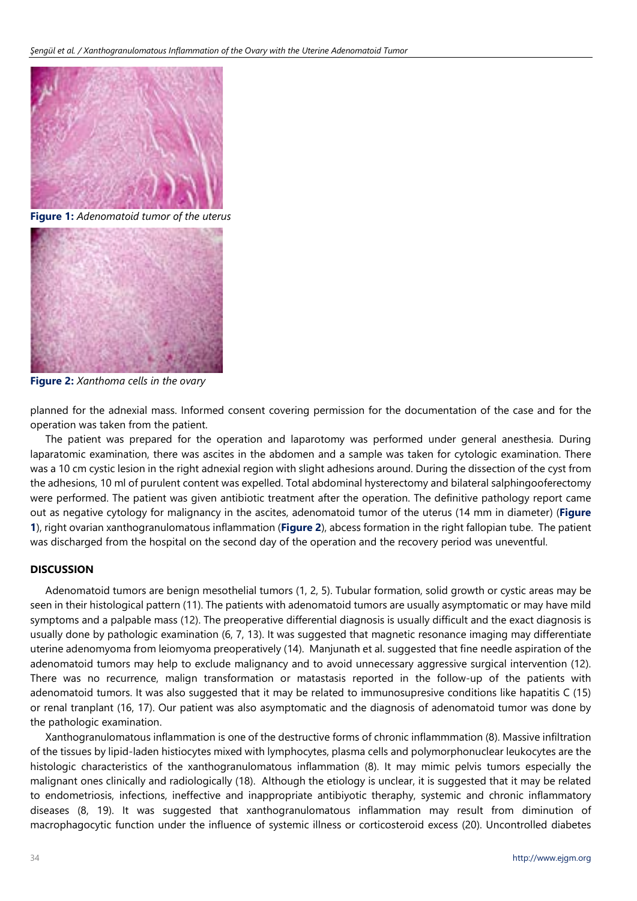**Figure 1:** *Adenomatoid tumor of the uterus*

**Figure 2:** *Xanthoma cells in the ovary*

planned for the adnexial mass. Informed consent covering permission for the documentation of the case and for the operation was taken from the patient.

The patient was prepared for the operation and laparotomy was performed under general anesthesia. During laparatomic examination, there was ascites in the abdomen and a sample was taken for cytologic examination. There was a 10 cm cystic lesion in the right adnexial region with slight adhesions around. During the dissection of the cyst from the adhesions, 10 ml of purulent content was expelled. Total abdominal hysterectomy and bilateral salphingooferectomy were performed. The patient was given antibiotic treatment after the operation. The definitive pathology report came out as negative cytology for malignancy in the ascites, adenomatoid tumor of the uterus (14 mm in diameter) (**Figure 1**), right ovarian xanthogranulomatous inflammation (**Figure 2**), abcess formation in the right fallopian tube. The patient was discharged from the hospital on the second day of the operation and the recovery period was uneventful.

## DISCUSSION

Adenomatoid tumors are benign mesothelial tumors (1, 2, 5). Tubular formation, solid growth or cystic areas may be seen in their histological pattern (11). The patients with adenomatoid tumors are usually asymptomatic or may have mild symptoms and a palpable mass (12). The preoperative differential diagnosis is usually difficult and the exact diagnosis is usually done by pathologic examination (6, 7, 13). It was suggested that magnetic resonance imaging may differentiate uterine adenomyoma from leiomyoma preoperatively (14). Manjunath et al. suggested that fine needle aspiration of the adenomatoid tumors may help to exclude malignancy and to avoid unnecessary aggressive surgical intervention (12). There was no recurrence, malign transformation or matastasis reported in the follow-up of the patients with adenomatoid tumors. It was also suggested that it may be related to immunosupresive conditions like hapatitis C (15) or renal tranplant (16, 17). Our patient was also asymptomatic and the diagnosis of adenomatoid tumor was done by the pathologic examination.

Xanthogranulomatous inflammation is one of the destructive forms of chronic inflammmation (8). Massive infiltration of the tissues by lipid-laden histiocytes mixed with lymphocytes, plasma cells and polymorphonuclear leukocytes are the histologic characteristics of the xanthogranulomatous inflammation (8). It may mimic pelvis tumors especially the malignant ones clinically and radiologically (18). Although the etiology is unclear, it is suggested that it may be related to endometriosis, infections, ineffective and inappropriate antibiyotic theraphy, systemic and chronic inflammatory diseases (8, 19). It was suggested that xanthogranulomatous inflammation may result from diminution of macrophagocytic function under the influence of systemic illness or corticosteroid excess (20). Uncontrolled diabetes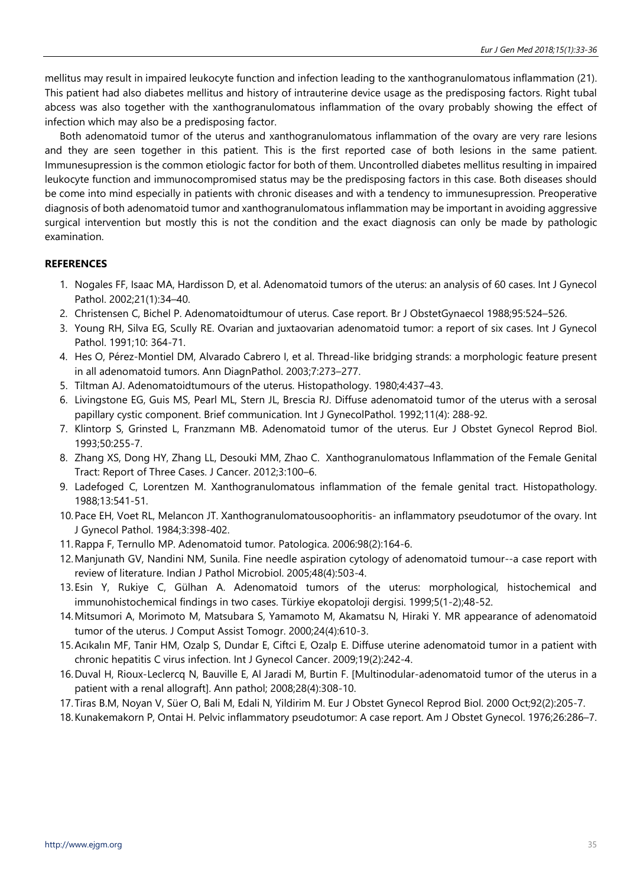mellitus may result in impaired leukocyte function and infection leading to the xanthogranulomatous inflammation (21). This patient had also diabetes mellitus and history of intrauterine device usage as the predisposing factors. Right tubal abcess was also together with the xanthogranulomatous inflammation of the ovary probably showing the effect of infection which may also be a predisposing factor.

Both adenomatoid tumor of the uterus and xanthogranulomatous inflammation of the ovary are very rare lesions and they are seen together in this patient. This is the first reported case of both lesions in the same patient. Immunesupression is the common etiologic factor for both of them. Uncontrolled diabetes mellitus resulting in impaired leukocyte function and immunocompromised status may be the predisposing factors in this case. Both diseases should be come into mind especially in patients with chronic diseases and with a tendency to immunesupression. Preoperative diagnosis of both adenomatoid tumor and xanthogranulomatous inflammation may be important in avoiding aggressive surgical intervention but mostly this is not the condition and the exact diagnosis can only be made by pathologic examination.

## REFERENCES

1. Nogales FF, Isaac MA, Hardisson D, et al. Adenomatoid tumors of the uterus: an analysis of 60 cases. Int J Gynecol Pathol. 2002;21(1):34–40.
2. Christensen C, Bichel P. Adenomatoidtumour of uterus. Case report. Br J ObstetGynaecol 1988;95:524–526.
3. Young RH, Silva EG, Scully RE. Ovarian and juxtaovarian adenomatoid tumor: a report of six cases. Int J Gynecol Pathol. 1991;10: 364-71.
4. Hes O, Pérez-Montiel DM, Alvarado Cabrero I, et al. Thread-like bridging strands: a morphologic feature present in all adenomatoid tumors. Ann DiagnPathol. 2003;7:273–277.
5. Tiltman AJ. Adenomatoidtumours of the uterus. Histopathology. 1980;4:437–43.
6. Livingstone EG, Guis MS, Pearl ML, Stern JL, Brescia RJ. Diffuse adenomatoid tumor of the uterus with a serosal papillary cystic component. Brief communication. Int J GynecolPathol. 1992;11(4): 288-92.
7. Klintorp S, Grinsted L, Franzmann MB. Adenomatoid tumor of the uterus. Eur J Obstet Gynecol Reprod Biol. 1993;50:255-7.
8. Zhang XS, Dong HY, Zhang LL, Desouki MM, Zhao C. Xanthogranulomatous Inflammation of the Female Genital Tract: Report of Three Cases. J Cancer. 2012;3:100–6.
9. Ladefoged C, Lorentzen M. Xanthogranulomatous inflammation of the female genital tract. Histopathology. 1988;13:541-51.
10. Pace EH, Voet RL, Melancon JT. Xanthogranulomatousoophoritis- an inflammatory pseudotumor of the ovary. Int J Gynecol Pathol. 1984;3:398-402.
11. Rappa F, Ternullo MP. Adenomatoid tumor. Patologica. 2006:98(2):164-6.
12. Manjunath GV, Nandini NM, Sunila. Fine needle aspiration cytology of adenomatoid tumour--a case report with review of literature. Indian J Pathol Microbiol. 2005;48(4):503-4.
13. Esin Y, Rukiye C, Gülhan A. Adenomatoid tumors of the uterus: morphological, histochemical and immunohistochemical findings in two cases. Türkiye ekopatoloji dergisi. 1999;5(1-2);48-52.
14. Mitsumori A, Morimoto M, Matsubara S, Yamamoto M, Akamatsu N, Hiraki Y. MR appearance of adenomatoid tumor of the uterus. J Comput Assist Tomogr. 2000;24(4):610-3.
15. Acıkalın MF, Tanir HM, Ozalp S, Dundar E, Ciftci E, Ozalp E. Diffuse uterine adenomatoid tumor in a patient with chronic hepatitis C virus infection. Int J Gynecol Cancer. 2009;19(2):242-4.
16. Duval H, Rioux-Leclercq N, Bauville E, Al Jaradi M, Burtin F. [Multinodular-adenomatoid tumor of the uterus in a patient with a renal allograft]. Ann pathol; 2008;28(4):308-10.
17. Tiras B.M, Noyan V, Süer O, Bali M, Edali N, Yildirim M. Eur J Obstet Gynecol Reprod Biol. 2000 Oct;92(2):205-7.
18. Kunakemakorn P, Ontai H. Pelvic inflammatory pseudotumor: A case report. Am J Obstet Gynecol. 1976;26:286–7.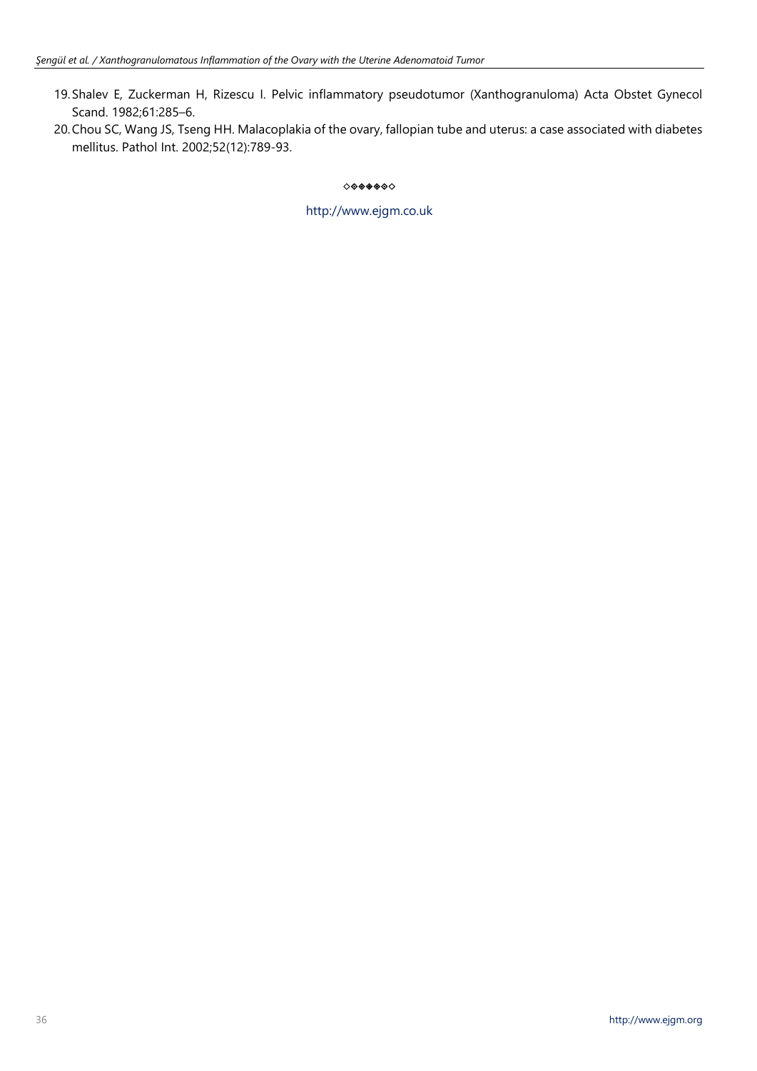19. Shalev E, Zuckerman H, Rizescu I. Pelvic inflammatory pseudotumor (Xanthogranuloma) Acta Obstet Gynecol Scand. 1982;61:285–6.
20. Chou SC, Wang JS, Tseng HH. Malacoplakia of the ovary, fallopian tube and uterus: a case associated with diabetes mellitus. Pathol Int. 2002;52(12):789-93.

◇◈◈◈◈◈◇

http://www.ejgm.co.uk